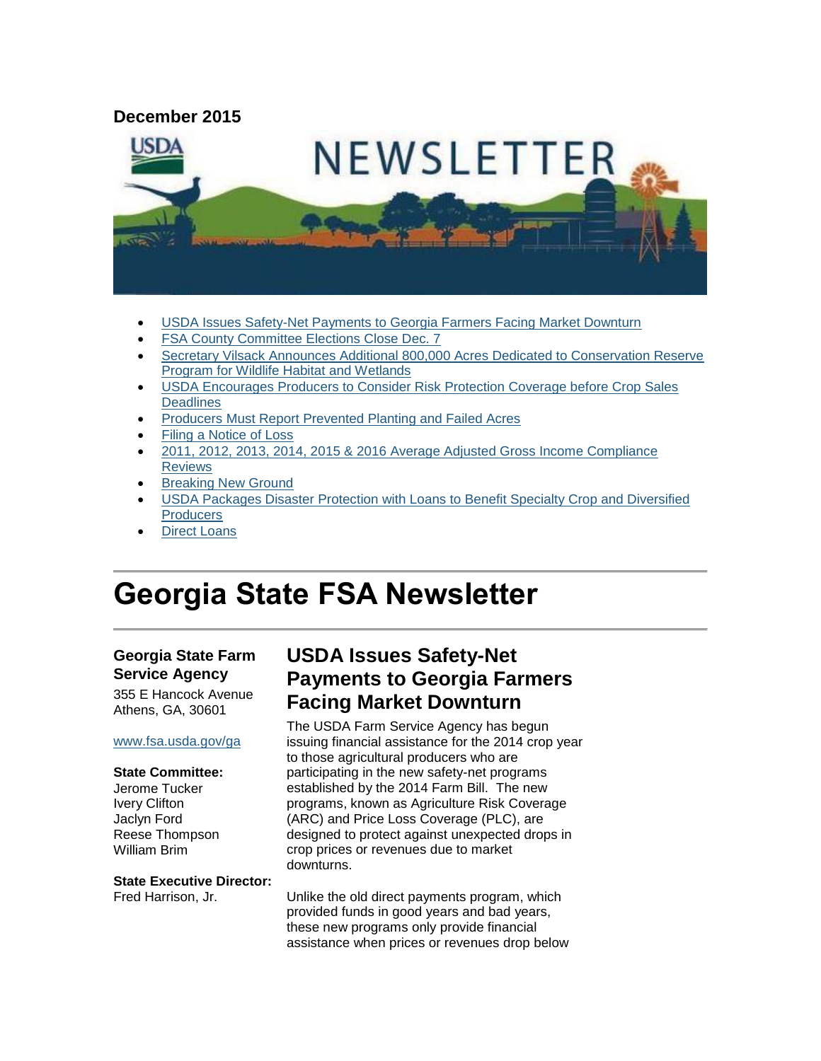**December 2015**

- USDA Issues Safety-Net Payments to Georgia Farmers Facing Market Downturn
- FSA County Committee Elections Close Dec. 7
- Secretary Vilsack Announces Additional 800,000 Acres Dedicated to Conservation Reserve Program for Wildlife Habitat and Wetlands
- USDA Encourages Producers to Consider Risk Protection Coverage before Crop Sales Deadlines
- Producers Must Report Prevented Planting and Failed Acres
- Filing a Notice of Loss
- 2011, 2012, 2013, 2014, 2015 & 2016 Average Adjusted Gross Income Compliance Reviews
- Breaking New Ground
- USDA Packages Disaster Protection with Loans to Benefit Specialty Crop and Diversified Producers
- Direct Loans

# Georgia State FSA Newsletter

**Georgia State Farm Service Agency**
355 E Hancock Avenue
Athens, GA, 30601

www.fsa.usda.gov/ga

**State Committee:**
Jerome Tucker
Ivery Clifton
Jaclyn Ford
Reese Thompson
William Brim

**State Executive Director:**
Fred Harrison, Jr.

## USDA Issues Safety-Net Payments to Georgia Farmers Facing Market Downturn

The USDA Farm Service Agency has begun issuing financial assistance for the 2014 crop year to those agricultural producers who are participating in the new safety-net programs established by the 2014 Farm Bill. The new programs, known as Agriculture Risk Coverage (ARC) and Price Loss Coverage (PLC), are designed to protect against unexpected drops in crop prices or revenues due to market downturns.

Unlike the old direct payments program, which provided funds in good years and bad years, these new programs only provide financial assistance when prices or revenues drop below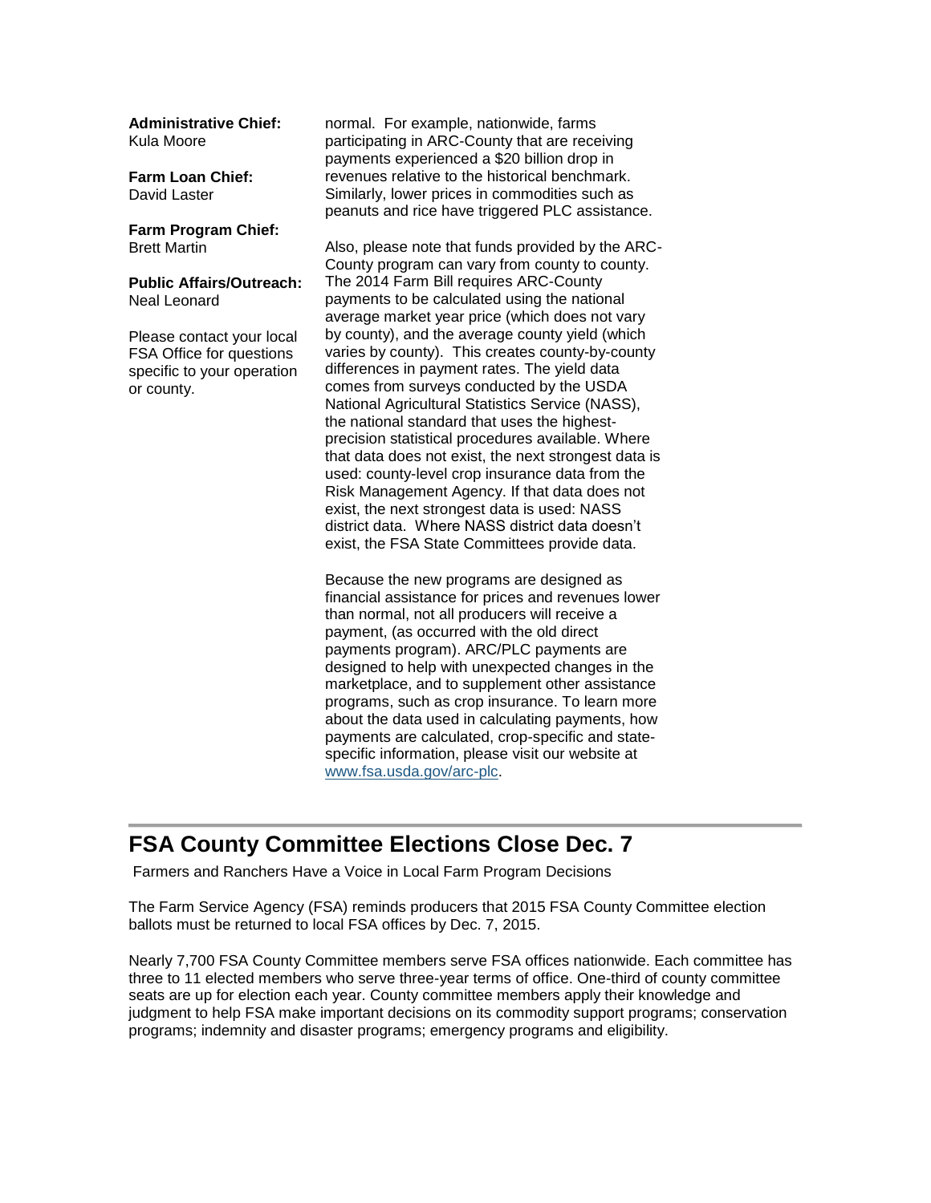**Administrative Chief:**
Kula Moore

**Farm Loan Chief:**
David Laster

**Farm Program Chief:**
Brett Martin

**Public Affairs/Outreach:**
Neal Leonard

Please contact your local FSA Office for questions specific to your operation or county.

normal. For example, nationwide, farms participating in ARC-County that are receiving payments experienced a $20 billion drop in revenues relative to the historical benchmark. Similarly, lower prices in commodities such as peanuts and rice have triggered PLC assistance.

Also, please note that funds provided by the ARC-County program can vary from county to county. The 2014 Farm Bill requires ARC-County payments to be calculated using the national average market year price (which does not vary by county), and the average county yield (which varies by county). This creates county-by-county differences in payment rates. The yield data comes from surveys conducted by the USDA National Agricultural Statistics Service (NASS), the national standard that uses the highest-precision statistical procedures available. Where that data does not exist, the next strongest data is used: county-level crop insurance data from the Risk Management Agency. If that data does not exist, the next strongest data is used: NASS district data. Where NASS district data doesn't exist, the FSA State Committees provide data.

Because the new programs are designed as financial assistance for prices and revenues lower than normal, not all producers will receive a payment, (as occurred with the old direct payments program). ARC/PLC payments are designed to help with unexpected changes in the marketplace, and to supplement other assistance programs, such as crop insurance. To learn more about the data used in calculating payments, how payments are calculated, crop-specific and state-specific information, please visit our website at [www.fsa.usda.gov/arc-plc](www.fsa.usda.gov/arc-plc).

## FSA County Committee Elections Close Dec. 7

Farmers and Ranchers Have a Voice in Local Farm Program Decisions

The Farm Service Agency (FSA) reminds producers that 2015 FSA County Committee election ballots must be returned to local FSA offices by Dec. 7, 2015.

Nearly 7,700 FSA County Committee members serve FSA offices nationwide. Each committee has three to 11 elected members who serve three-year terms of office. One-third of county committee seats are up for election each year. County committee members apply their knowledge and judgment to help FSA make important decisions on its commodity support programs; conservation programs; indemnity and disaster programs; emergency programs and eligibility.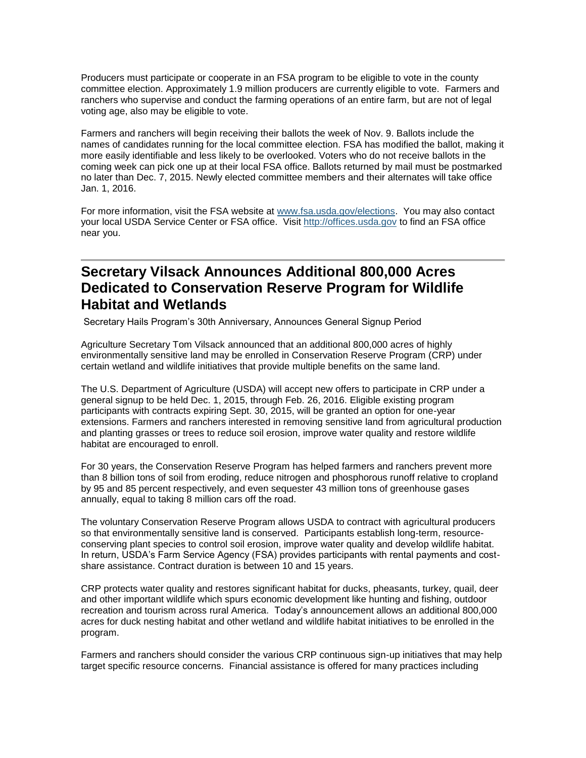Producers must participate or cooperate in an FSA program to be eligible to vote in the county committee election. Approximately 1.9 million producers are currently eligible to vote. Farmers and ranchers who supervise and conduct the farming operations of an entire farm, but are not of legal voting age, also may be eligible to vote.

Farmers and ranchers will begin receiving their ballots the week of Nov. 9. Ballots include the names of candidates running for the local committee election. FSA has modified the ballot, making it more easily identifiable and less likely to be overlooked. Voters who do not receive ballots in the coming week can pick one up at their local FSA office. Ballots returned by mail must be postmarked no later than Dec. 7, 2015. Newly elected committee members and their alternates will take office Jan. 1, 2016.

For more information, visit the FSA website at [www.fsa.usda.gov/elections](www.fsa.usda.gov/elections). You may also contact your local USDA Service Center or FSA office. Visit [http://offices.usda.gov](http://offices.usda.gov) to find an FSA office near you.

---

## Secretary Vilsack Announces Additional 800,000 Acres Dedicated to Conservation Reserve Program for Wildlife Habitat and Wetlands

Secretary Hails Program's 30th Anniversary, Announces General Signup Period

Agriculture Secretary Tom Vilsack announced that an additional 800,000 acres of highly environmentally sensitive land may be enrolled in Conservation Reserve Program (CRP) under certain wetland and wildlife initiatives that provide multiple benefits on the same land.

The U.S. Department of Agriculture (USDA) will accept new offers to participate in CRP under a general signup to be held Dec. 1, 2015, through Feb. 26, 2016. Eligible existing program participants with contracts expiring Sept. 30, 2015, will be granted an option for one-year extensions. Farmers and ranchers interested in removing sensitive land from agricultural production and planting grasses or trees to reduce soil erosion, improve water quality and restore wildlife habitat are encouraged to enroll.

For 30 years, the Conservation Reserve Program has helped farmers and ranchers prevent more than 8 billion tons of soil from eroding, reduce nitrogen and phosphorous runoff relative to cropland by 95 and 85 percent respectively, and even sequester 43 million tons of greenhouse gases annually, equal to taking 8 million cars off the road.

The voluntary Conservation Reserve Program allows USDA to contract with agricultural producers so that environmentally sensitive land is conserved. Participants establish long-term, resource-conserving plant species to control soil erosion, improve water quality and develop wildlife habitat. In return, USDA's Farm Service Agency (FSA) provides participants with rental payments and cost-share assistance. Contract duration is between 10 and 15 years.

CRP protects water quality and restores significant habitat for ducks, pheasants, turkey, quail, deer and other important wildlife which spurs economic development like hunting and fishing, outdoor recreation and tourism across rural America. Today's announcement allows an additional 800,000 acres for duck nesting habitat and other wetland and wildlife habitat initiatives to be enrolled in the program.

Farmers and ranchers should consider the various CRP continuous sign-up initiatives that may help target specific resource concerns. Financial assistance is offered for many practices including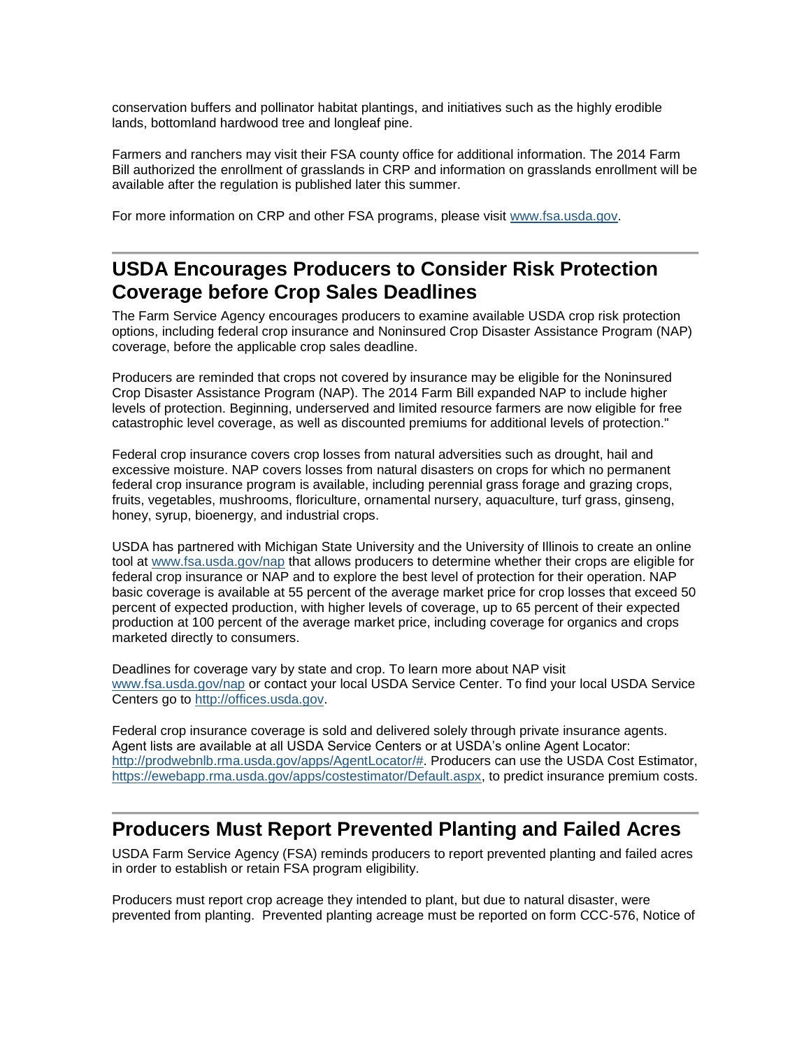conservation buffers and pollinator habitat plantings, and initiatives such as the highly erodible lands, bottomland hardwood tree and longleaf pine.

Farmers and ranchers may visit their FSA county office for additional information. The 2014 Farm Bill authorized the enrollment of grasslands in CRP and information on grasslands enrollment will be available after the regulation is published later this summer.

For more information on CRP and other FSA programs, please visit [www.fsa.usda.gov](www.fsa.usda.gov).

---

## USDA Encourages Producers to Consider Risk Protection Coverage before Crop Sales Deadlines

The Farm Service Agency encourages producers to examine available USDA crop risk protection options, including federal crop insurance and Noninsured Crop Disaster Assistance Program (NAP) coverage, before the applicable crop sales deadline.

Producers are reminded that crops not covered by insurance may be eligible for the Noninsured Crop Disaster Assistance Program (NAP). The 2014 Farm Bill expanded NAP to include higher levels of protection. Beginning, underserved and limited resource farmers are now eligible for free catastrophic level coverage, as well as discounted premiums for additional levels of protection."

Federal crop insurance covers crop losses from natural adversities such as drought, hail and excessive moisture. NAP covers losses from natural disasters on crops for which no permanent federal crop insurance program is available, including perennial grass forage and grazing crops, fruits, vegetables, mushrooms, floriculture, ornamental nursery, aquaculture, turf grass, ginseng, honey, syrup, bioenergy, and industrial crops.

USDA has partnered with Michigan State University and the University of Illinois to create an online tool at [www.fsa.usda.gov/nap](www.fsa.usda.gov/nap) that allows producers to determine whether their crops are eligible for federal crop insurance or NAP and to explore the best level of protection for their operation. NAP basic coverage is available at 55 percent of the average market price for crop losses that exceed 50 percent of expected production, with higher levels of coverage, up to 65 percent of their expected production at 100 percent of the average market price, including coverage for organics and crops marketed directly to consumers.

Deadlines for coverage vary by state and crop. To learn more about NAP visit [www.fsa.usda.gov/nap](www.fsa.usda.gov/nap) or contact your local USDA Service Center. To find your local USDA Service Centers go to [http://offices.usda.gov](http://offices.usda.gov).

Federal crop insurance coverage is sold and delivered solely through private insurance agents. Agent lists are available at all USDA Service Centers or at USDA's online Agent Locator: [http://prodwebnlb.rma.usda.gov/apps/AgentLocator/#](http://prodwebnlb.rma.usda.gov/apps/AgentLocator/#). Producers can use the USDA Cost Estimator, [https://ewebapp.rma.usda.gov/apps/costestimator/Default.aspx](https://ewebapp.rma.usda.gov/apps/costestimator/Default.aspx), to predict insurance premium costs.

---

## Producers Must Report Prevented Planting and Failed Acres

USDA Farm Service Agency (FSA) reminds producers to report prevented planting and failed acres in order to establish or retain FSA program eligibility.

Producers must report crop acreage they intended to plant, but due to natural disaster, were prevented from planting. Prevented planting acreage must be reported on form CCC-576, Notice of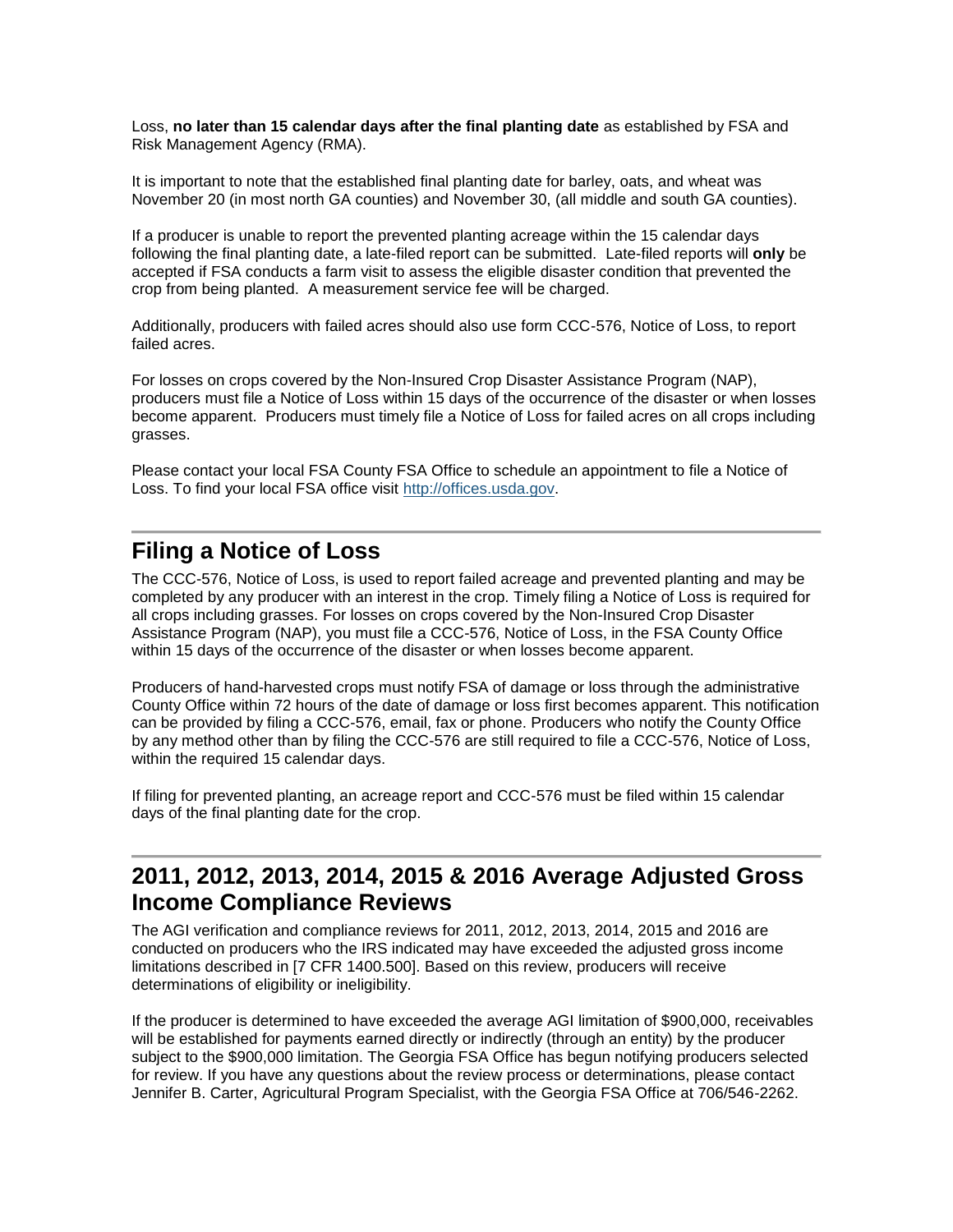Loss, **no later than 15 calendar days after the final planting date** as established by FSA and Risk Management Agency (RMA).

It is important to note that the established final planting date for barley, oats, and wheat was November 20 (in most north GA counties) and November 30, (all middle and south GA counties).

If a producer is unable to report the prevented planting acreage within the 15 calendar days following the final planting date, a late-filed report can be submitted. Late-filed reports will **only** be accepted if FSA conducts a farm visit to assess the eligible disaster condition that prevented the crop from being planted. A measurement service fee will be charged.

Additionally, producers with failed acres should also use form CCC-576, Notice of Loss, to report failed acres.

For losses on crops covered by the Non-Insured Crop Disaster Assistance Program (NAP), producers must file a Notice of Loss within 15 days of the occurrence of the disaster or when losses become apparent. Producers must timely file a Notice of Loss for failed acres on all crops including grasses.

Please contact your local FSA County FSA Office to schedule an appointment to file a Notice of Loss. To find your local FSA office visit [http://offices.usda.gov](http://offices.usda.gov).

## Filing a Notice of Loss

The CCC-576, Notice of Loss, is used to report failed acreage and prevented planting and may be completed by any producer with an interest in the crop. Timely filing a Notice of Loss is required for all crops including grasses. For losses on crops covered by the Non-Insured Crop Disaster Assistance Program (NAP), you must file a CCC-576, Notice of Loss, in the FSA County Office within 15 days of the occurrence of the disaster or when losses become apparent.

Producers of hand-harvested crops must notify FSA of damage or loss through the administrative County Office within 72 hours of the date of damage or loss first becomes apparent. This notification can be provided by filing a CCC-576, email, fax or phone. Producers who notify the County Office by any method other than by filing the CCC-576 are still required to file a CCC-576, Notice of Loss, within the required 15 calendar days.

If filing for prevented planting, an acreage report and CCC-576 must be filed within 15 calendar days of the final planting date for the crop.

## 2011, 2012, 2013, 2014, 2015 & 2016 Average Adjusted Gross Income Compliance Reviews

The AGI verification and compliance reviews for 2011, 2012, 2013, 2014, 2015 and 2016 are conducted on producers who the IRS indicated may have exceeded the adjusted gross income limitations described in [7 CFR 1400.500]. Based on this review, producers will receive determinations of eligibility or ineligibility.

If the producer is determined to have exceeded the average AGI limitation of $900,000, receivables will be established for payments earned directly or indirectly (through an entity) by the producer subject to the $900,000 limitation. The Georgia FSA Office has begun notifying producers selected for review. If you have any questions about the review process or determinations, please contact Jennifer B. Carter, Agricultural Program Specialist, with the Georgia FSA Office at 706/546-2262.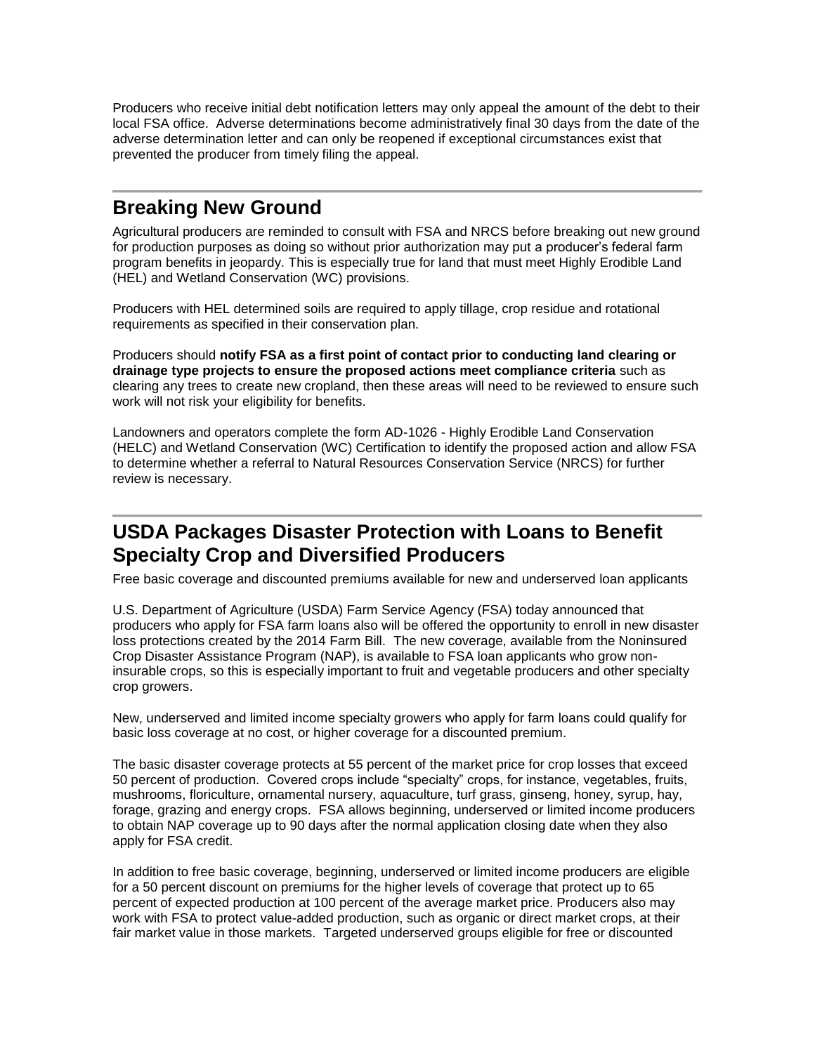Producers who receive initial debt notification letters may only appeal the amount of the debt to their local FSA office. Adverse determinations become administratively final 30 days from the date of the adverse determination letter and can only be reopened if exceptional circumstances exist that prevented the producer from timely filing the appeal.

## Breaking New Ground

Agricultural producers are reminded to consult with FSA and NRCS before breaking out new ground for production purposes as doing so without prior authorization may put a producer's federal farm program benefits in jeopardy. This is especially true for land that must meet Highly Erodible Land (HEL) and Wetland Conservation (WC) provisions.

Producers with HEL determined soils are required to apply tillage, crop residue and rotational requirements as specified in their conservation plan.

Producers should **notify FSA as a first point of contact prior to conducting land clearing or drainage type projects to ensure the proposed actions meet compliance criteria** such as clearing any trees to create new cropland, then these areas will need to be reviewed to ensure such work will not risk your eligibility for benefits.

Landowners and operators complete the form AD-1026 - Highly Erodible Land Conservation (HELC) and Wetland Conservation (WC) Certification to identify the proposed action and allow FSA to determine whether a referral to Natural Resources Conservation Service (NRCS) for further review is necessary.

## USDA Packages Disaster Protection with Loans to Benefit Specialty Crop and Diversified Producers

Free basic coverage and discounted premiums available for new and underserved loan applicants

U.S. Department of Agriculture (USDA) Farm Service Agency (FSA) today announced that producers who apply for FSA farm loans also will be offered the opportunity to enroll in new disaster loss protections created by the 2014 Farm Bill. The new coverage, available from the Noninsured Crop Disaster Assistance Program (NAP), is available to FSA loan applicants who grow non-insurable crops, so this is especially important to fruit and vegetable producers and other specialty crop growers.

New, underserved and limited income specialty growers who apply for farm loans could qualify for basic loss coverage at no cost, or higher coverage for a discounted premium.

The basic disaster coverage protects at 55 percent of the market price for crop losses that exceed 50 percent of production. Covered crops include "specialty" crops, for instance, vegetables, fruits, mushrooms, floriculture, ornamental nursery, aquaculture, turf grass, ginseng, honey, syrup, hay, forage, grazing and energy crops. FSA allows beginning, underserved or limited income producers to obtain NAP coverage up to 90 days after the normal application closing date when they also apply for FSA credit.

In addition to free basic coverage, beginning, underserved or limited income producers are eligible for a 50 percent discount on premiums for the higher levels of coverage that protect up to 65 percent of expected production at 100 percent of the average market price. Producers also may work with FSA to protect value-added production, such as organic or direct market crops, at their fair market value in those markets. Targeted underserved groups eligible for free or discounted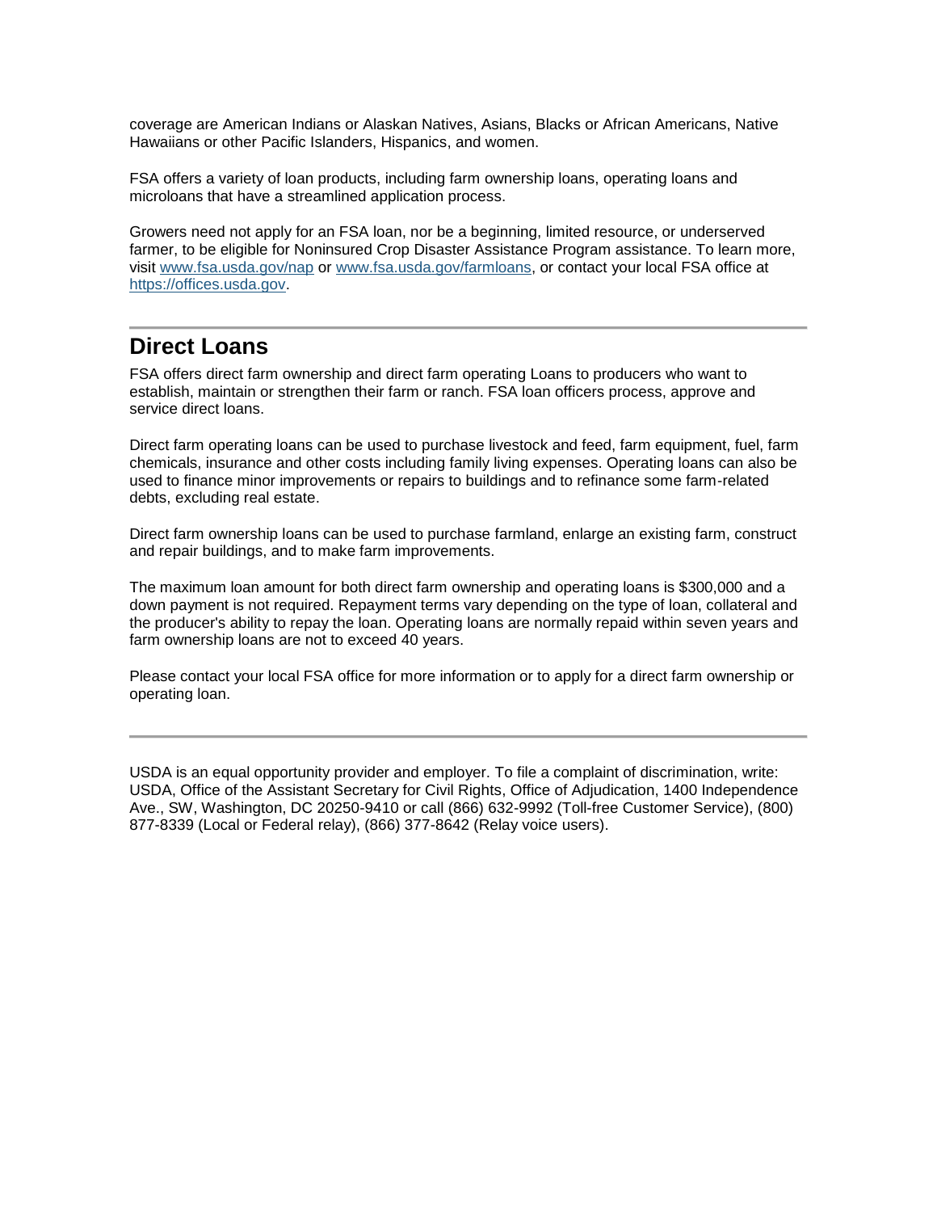coverage are American Indians or Alaskan Natives, Asians, Blacks or African Americans, Native Hawaiians or other Pacific Islanders, Hispanics, and women.

FSA offers a variety of loan products, including farm ownership loans, operating loans and microloans that have a streamlined application process.

Growers need not apply for an FSA loan, nor be a beginning, limited resource, or underserved farmer, to be eligible for Noninsured Crop Disaster Assistance Program assistance. To learn more, visit [www.fsa.usda.gov/nap](www.fsa.usda.gov/nap) or [www.fsa.usda.gov/farmloans](www.fsa.usda.gov/farmloans), or contact your local FSA office at [https://offices.usda.gov](https://offices.usda.gov).

---

## Direct Loans

FSA offers direct farm ownership and direct farm operating Loans to producers who want to establish, maintain or strengthen their farm or ranch. FSA loan officers process, approve and service direct loans.

Direct farm operating loans can be used to purchase livestock and feed, farm equipment, fuel, farm chemicals, insurance and other costs including family living expenses. Operating loans can also be used to finance minor improvements or repairs to buildings and to refinance some farm-related debts, excluding real estate.

Direct farm ownership loans can be used to purchase farmland, enlarge an existing farm, construct and repair buildings, and to make farm improvements.

The maximum loan amount for both direct farm ownership and operating loans is $300,000 and a down payment is not required. Repayment terms vary depending on the type of loan, collateral and the producer's ability to repay the loan. Operating loans are normally repaid within seven years and farm ownership loans are not to exceed 40 years.

Please contact your local FSA office for more information or to apply for a direct farm ownership or operating loan.

---

USDA is an equal opportunity provider and employer. To file a complaint of discrimination, write: USDA, Office of the Assistant Secretary for Civil Rights, Office of Adjudication, 1400 Independence Ave., SW, Washington, DC 20250-9410 or call (866) 632-9992 (Toll-free Customer Service), (800) 877-8339 (Local or Federal relay), (866) 377-8642 (Relay voice users).